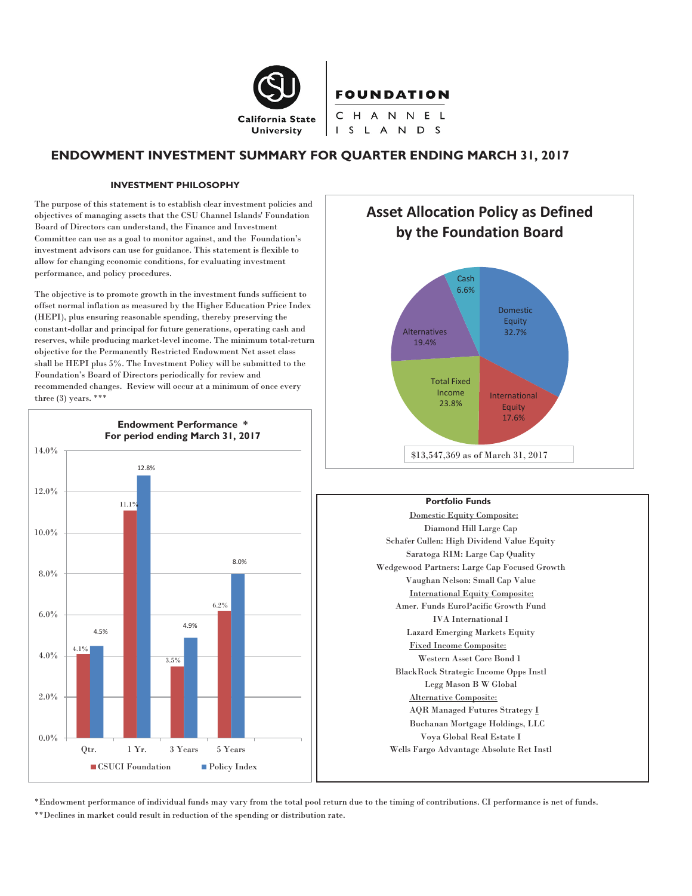California State University

**FOUNDATION**
CHANNEL ISLANDS

# ENDOWMENT INVESTMENT SUMMARY FOR QUARTER ENDING MARCH 31, 2017

## INVESTMENT PHILOSOPHY

The purpose of this statement is to establish clear investment policies and objectives of managing assets that the CSU Channel Islands' Foundation Board of Directors can understand, the Finance and Investment Committee can use as a goal to monitor against, and the Foundation's investment advisors can use for guidance. This statement is flexible to allow for changing economic conditions, for evaluating investment performance, and policy procedures.

The objective is to promote growth in the investment funds sufficient to offset normal inflation as measured by the Higher Education Price Index (HEPI), plus ensuring reasonable spending, thereby preserving the constant-dollar and principal for future generations, operating cash and reserves, while producing market-level income. The minimum total-return objective for the Permanently Restricted Endowment Net asset class shall be HEPI plus 5%. The Investment Policy will be submitted to the Foundation's Board of Directors periodically for review and recommended changes. Review will occur at a minimum of once every three (3) years. ***

### Asset Allocation Policy as Defined by the Foundation Board

| Asset Class | Allocation |
|---|---|
| Domestic Equity | 32.7% |
| International Equity | 17.6% |
| Total Fixed Income | 23.8% |
| Alternatives | 19.4% |
| Cash | 6.6% |

$13,547,369 as of March 31, 2017

### Endowment Performance * For period ending March 31, 2017

| Period | CSUCI Foundation | Policy Index |
|---|---|---|
| Qtr. | 4.1% | 4.5% |
| 1 Yr. | 11.1% | 12.8% |
| 3 Years | 3.5% | 4.9% |
| 5 Years | 6.2% | 8.0% |

### Portfolio Funds

Domestic Equity Composite:
- Diamond Hill Large Cap
- Schafer Cullen: High Dividend Value Equity
- Saratoga RIM: Large Cap Quality
- Wedgewood Partners: Large Cap Focused Growth
- Vaughan Nelson: Small Cap Value

International Equity Composite:
- Amer. Funds EuroPacific Growth Fund
- IVA International I
- Lazard Emerging Markets Equity

Fixed Income Composite:
- Western Asset Core Bond 1
- BlackRock Strategic Income Opps Instl
- Legg Mason B W Global

Alternative Composite:
- AQR Managed Futures Strategy I
- Buchanan Mortgage Holdings, LLC
- Voya Global Real Estate I
- Wells Fargo Advantage Absolute Ret Instl

*Endowment performance of individual funds may vary from the total pool return due to the timing of contributions. CI performance is net of funds.

**Declines in market could result in reduction of the spending or distribution rate.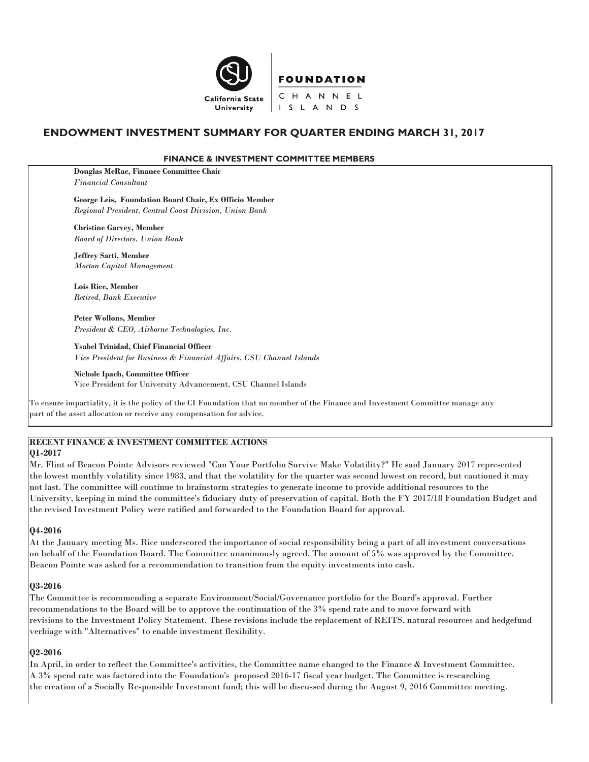California State University | FOUNDATION CHANNEL ISLANDS

# ENDOWMENT INVESTMENT SUMMARY FOR QUARTER ENDING MARCH 31, 2017

## FINANCE & INVESTMENT COMMITTEE MEMBERS

**Douglas McRae, Finance Committee Chair**
*Financial Consultant*

**George Leis, Foundation Board Chair, Ex Officio Member**
*Regional President, Central Coast Division, Union Bank*

**Christine Garvey, Member**
*Board of Directors, Union Bank*

**Jeffrey Sarti, Member**
*Morton Capital Management*

**Lois Rice, Member**
*Retired, Bank Executive*

**Peter Wollons, Member**
*President & CEO, Airborne Technologies, Inc.*

**Ysabel Trinidad, Chief Financial Officer**
*Vice President for Business & Financial Affairs, CSU Channel Islands*

**Nichole Ipach, Committee Officer**
Vice President for University Advancement, CSU Channel Islands

To ensure impartiality, it is the policy of the CI Foundation that no member of the Finance and Investment Committee manage any part of the asset allocation or receive any compensation for advice.

## RECENT FINANCE & INVESTMENT COMMITTEE ACTIONS

**Q1-2017**

Mr. Flint of Beacon Pointe Advisors reviewed "Can Your Portfolio Survive Make Volatility?" He said January 2017 represented the lowest monthly volatility since 1983, and that the volatility for the quarter was second lowest on record, but cautioned it may not last. The committee will continue to brainstorm strategies to generate income to provide additional resources to the University, keeping in mind the committee's fiduciary duty of preservation of capital. Both the FY 2017/18 Foundation Budget and the revised Investment Policy were ratified and forwarded to the Foundation Board for approval.

**Q4-2016**

At the January meeting Ms. Rice underscored the importance of social responsibility being a part of all investment conversations on behalf of the Foundation Board. The Committee unanimously agreed. The amount of 5% was approved by the Committee. Beacon Pointe was asked for a recommendation to transition from the equity investments into cash.

**Q3-2016**

The Committee is recommending a separate Environment/Social/Governance portfolio for the Board's approval. Further recommendations to the Board will be to approve the continuation of the 3% spend rate and to move forward with revisions to the Investment Policy Statement. These revisions include the replacement of REITS, natural resources and hedgefund verbiage with "Alternatives" to enable investment flexibility.

**Q2-2016**

In April, in order to reflect the Committee's activities, the Committee name changed to the Finance & Investment Committee. A 3% spend rate was factored into the Foundation's proposed 2016-17 fiscal year budget. The Committee is researching the creation of a Socially Responsible Investment fund; this will be discussed during the August 9, 2016 Committee meeting.